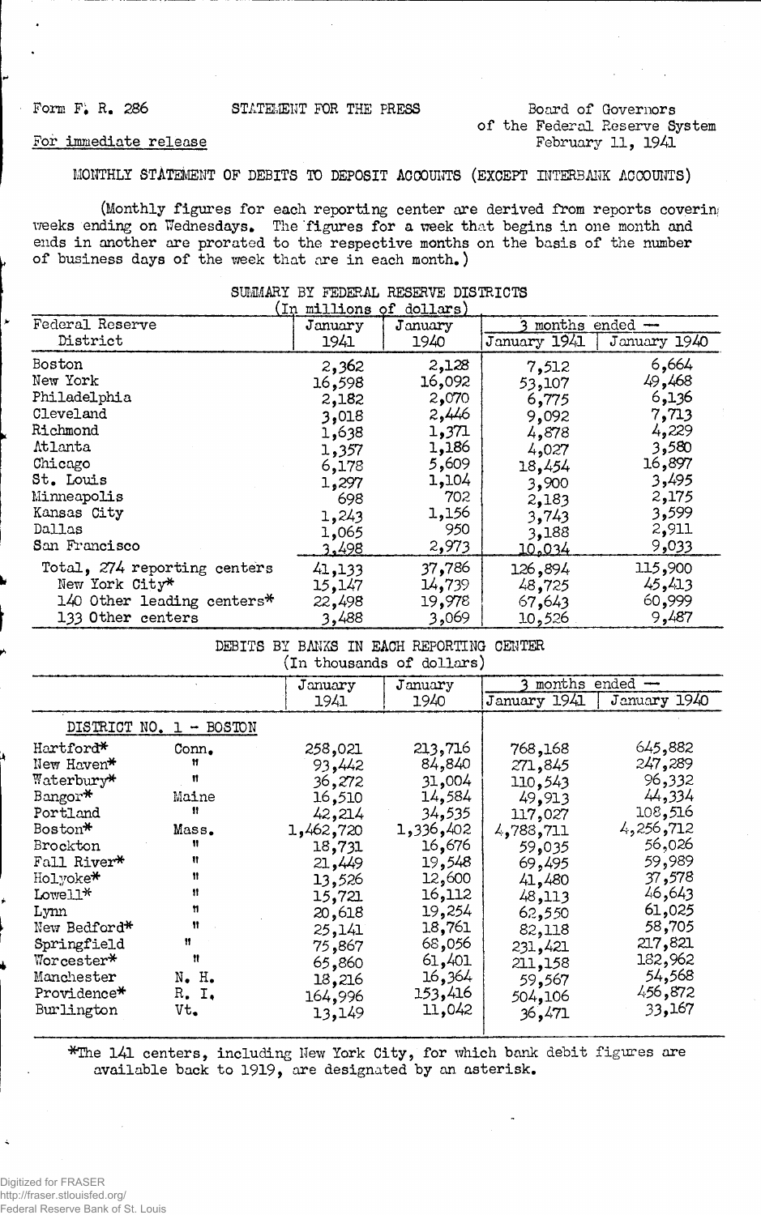Form F. R. 286

STATEMENT FOR THE PRESS

Board of Governors of the Federal Reserve System

For immediate release

February 11, 1941

## MONTHLY STATEMENT OF DEBITS TO DEPOSIT ACCOUNTS (EXCEPT INTERBANK ACCOUNTS)

(Monthly figures for each reporting center are derived from reports covering weeks ending on Wednesdays. The figures for a week that begins in one month and ends in another are prorated to the respective months on the basis of the number of business days of the week that are in each month.)

### SUMMARY BY FEDERAL RESERVE DISTRICTS

(In millions of dollars)

| Federal Reserve District | January 1941 | January 1940 | 3 months ended — January 1941 | 3 months ended — January 1940 |
|---|---|---|---|---|
| Boston | 2,362 | 2,128 | 7,512 | 6,664 |
| New York | 16,598 | 16,092 | 53,107 | 49,468 |
| Philadelphia | 2,182 | 2,070 | 6,775 | 6,136 |
| Cleveland | 3,018 | 2,446 | 9,092 | 7,713 |
| Richmond | 1,638 | 1,371 | 4,878 | 4,229 |
| Atlanta | 1,357 | 1,186 | 4,027 | 3,580 |
| Chicago | 6,178 | 5,609 | 18,454 | 16,897 |
| St. Louis | 1,297 | 1,104 | 3,900 | 3,495 |
| Minneapolis | 698 | 702 | 2,183 | 2,175 |
| Kansas City | 1,243 | 1,156 | 3,743 | 3,599 |
| Dallas | 1,065 | 950 | 3,188 | 2,911 |
| San Francisco | 3,498 | 2,973 | 10,034 | 9,033 |
| Total, 274 reporting centers | 41,133 | 37,786 | 126,894 | 115,900 |
| New York City* | 15,147 | 14,739 | 48,725 | 45,413 |
| 140 Other leading centers* | 22,498 | 19,978 | 67,643 | 60,999 |
| 133 Other centers | 3,488 | 3,069 | 10,526 | 9,487 |

### DEBITS BY BANKS IN EACH REPORTING CENTER

(In thousands of dollars)

| | | January 1941 | January 1940 | 3 months ended — January 1941 | 3 months ended — January 1940 |
|---|---|---|---|---|---|
| DISTRICT NO. 1 - BOSTON | | | | | |
| Hartford* | Conn. | 258,021 | 213,716 | 768,168 | 645,882 |
| New Haven* | " | 93,442 | 84,840 | 271,845 | 247,289 |
| Waterbury* | " | 36,272 | 31,004 | 110,543 | 96,332 |
| Bangor* | Maine | 16,510 | 14,584 | 49,913 | 44,334 |
| Portland | " | 42,214 | 34,535 | 117,027 | 108,516 |
| Boston* | Mass. | 1,462,720 | 1,336,402 | 4,788,711 | 4,256,712 |
| Brockton | " | 18,731 | 16,676 | 59,035 | 56,026 |
| Fall River* | " | 21,449 | 19,548 | 69,495 | 59,989 |
| Holyoke* | " | 13,526 | 12,600 | 41,480 | 37,578 |
| Lowell* | " | 15,721 | 16,112 | 48,113 | 46,643 |
| Lynn | " | 20,618 | 19,254 | 62,550 | 61,025 |
| New Bedford* | " | 25,141 | 18,761 | 82,118 | 58,705 |
| Springfield | " | 75,867 | 68,056 | 231,421 | 217,821 |
| Worcester* | " | 65,860 | 61,401 | 211,158 | 182,962 |
| Manchester | N. H. | 18,216 | 16,364 | 59,567 | 54,568 |
| Providence* | R. I. | 164,996 | 153,416 | 504,106 | 456,872 |
| Burlington | Vt. | 13,149 | 11,042 | 36,471 | 33,167 |

*The 141 centers, including New York City, for which bank debit figures are available back to 1919, are designated by an asterisk.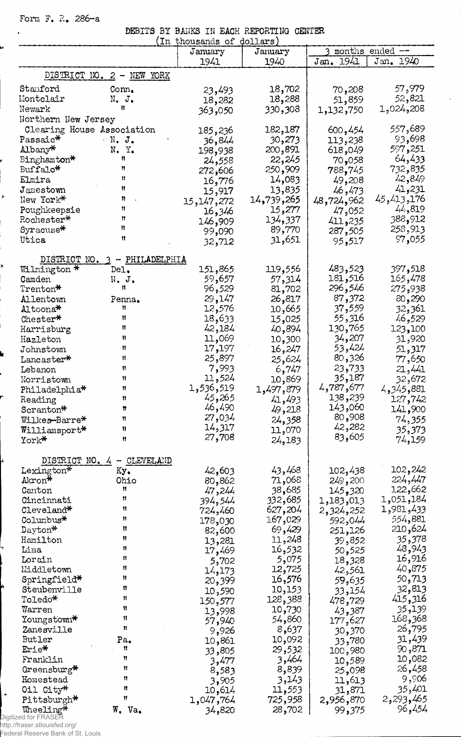Form F. R. 286-a

DEBITS BY BANKS IN EACH REPORTING CENTER

(In thousands of dollars)

| | | January 1941 | January 1940 | 3 months ended -- Jan. 1941 | Jan. 1940 |
|---|---|---|---|---|---|
| **DISTRICT NO. 2 - NEW YORK** | | | | | |
| Stamford | Conn. | 23,493 | 18,702 | 70,208 | 57,979 |
| Montclair | N. J. | 18,282 | 18,288 | 51,859 | 52,821 |
| Newark | " | 363,050 | 330,308 | 1,132,750 | 1,024,208 |
| Northern New Jersey Clearing House Association | | 185,236 | 182,187 | 600,454 | 557,689 |
| Passaic* | N. J. | 36,844 | 30,273 | 113,238 | 93,698 |
| Albany* | N. Y. | 198,938 | 200,891 | 618,049 | 597,251 |
| Binghamton* | " | 24,558 | 22,245 | 70,058 | 64,433 |
| Buffalo* | " | 272,606 | 250,909 | 788,745 | 732,835 |
| Elmira | " | 16,776 | 14,083 | 49,208 | 42,849 |
| Jamestown | " | 15,917 | 13,835 | 46,473 | 41,231 |
| New York* | " | 15,147,272 | 14,739,265 | 48,724,962 | 45,413,176 |
| Poughkeepsie | " | 16,346 | 15,277 | 47,052 | 44,819 |
| Rochester* | " | 146,909 | 134,337 | 411,235 | 388,912 |
| Syracuse* | " | 99,090 | 89,770 | 287,505 | 258,913 |
| Utica | " | 32,712 | 31,651 | 95,517 | 97,055 |
| **DISTRICT NO. 3 - PHILADELPHIA** | | | | | |
| Wilmington * | Del. | 151,865 | 119,556 | 483,523 | 397,518 |
| Camden | N. J. | 59,657 | 57,314 | 181,516 | 165,478 |
| Trenton* | " | 96,529 | 81,702 | 296,546 | 275,938 |
| Allentown | Penna. | 29,147 | 26,817 | 87,372 | 80,290 |
| Altoona* | " | 12,576 | 10,665 | 37,559 | 32,361 |
| Chester* | " | 18,633 | 15,025 | 55,316 | 46,529 |
| Harrisburg | " | 42,184 | 40,894 | 130,765 | 123,100 |
| Hazleton | " | 11,069 | 10,300 | 34,207 | 31,920 |
| Johnstown | " | 17,197 | 16,247 | 53,424 | 51,317 |
| Lancaster* | " | 25,897 | 25,624 | 80,326 | 77,650 |
| Lebanon | " | 7,993 | 6,747 | 23,733 | 21,441 |
| Norristown | " | 11,524 | 10,869 | 35,187 | 32,672 |
| Philadelphia* | " | 1,536,519 | 1,497,879 | 4,787,677 | 4,345,881 |
| Reading | " | 45,265 | 41,493 | 138,239 | 127,742 |
| Scranton* | " | 46,490 | 49,218 | 143,060 | 141,900 |
| Wilkes-Barre* | " | 27,034 | 24,358 | 80,908 | 74,355 |
| Williamsport* | " | 14,317 | 11,070 | 42,282 | 35,373 |
| York* | " | 27,708 | 24,183 | 83,605 | 74,159 |
| **DISTRICT NO. 4 - CLEVELAND** | | | | | |
| Lexington* | Ky. | 42,603 | 43,468 | 102,438 | 102,242 |
| Akron* | Ohio | 80,862 | 71,068 | 249,200 | 224,447 |
| Canton | " | 47,244 | 38,685 | 145,320 | 122,662 |
| Cincinnati | " | 394,544 | 332,685 | 1,183,013 | 1,051,184 |
| Cleveland* | " | 724,460 | 627,204 | 2,324,252 | 1,981,433 |
| Columbus* | " | 178,030 | 167,029 | 592,044 | 554,881 |
| Dayton* | " | 82,600 | 69,429 | 251,126 | 210,624 |
| Hamilton | " | 13,281 | 11,248 | 39,852 | 35,378 |
| Lima | " | 17,469 | 16,532 | 50,525 | 48,943 |
| Lorain | " | 5,702 | 5,075 | 18,328 | 16,916 |
| Middletown | " | 14,173 | 12,725 | 42,561 | 40,875 |
| Springfield* | " | 20,399 | 16,576 | 59,635 | 50,713 |
| Steubenville | " | 10,590 | 10,153 | 33,154 | 32,813 |
| Toledo* | " | 150,577 | 128,388 | 478,729 | 415,316 |
| Warren | " | 13,998 | 10,730 | 43,387 | 35,139 |
| Youngstown* | " | 57,940 | 54,860 | 177,627 | 168,368 |
| Zanesville | " | 9,926 | 8,637 | 30,370 | 26,795 |
| Butler | Pa. | 10,861 | 10,092 | 33,780 | 31,439 |
| Erie* | " | 33,805 | 29,532 | 100,980 | 90,871 |
| Franklin | " | 3,477 | 3,464 | 10,589 | 10,082 |
| Greensburg* | " | 8,583 | 8,839 | 25,098 | 26,458 |
| Homestead | " | 3,905 | 3,143 | 11,613 | 9,906 |
| Oil City* | " | 10,614 | 11,553 | 31,871 | 35,401 |
| Pittsburgh* | " | 1,047,764 | 725,958 | 2,956,870 | 2,293,465 |
| Wheeling* | W. Va. | 34,820 | 28,702 | 99,375 | 96,454 |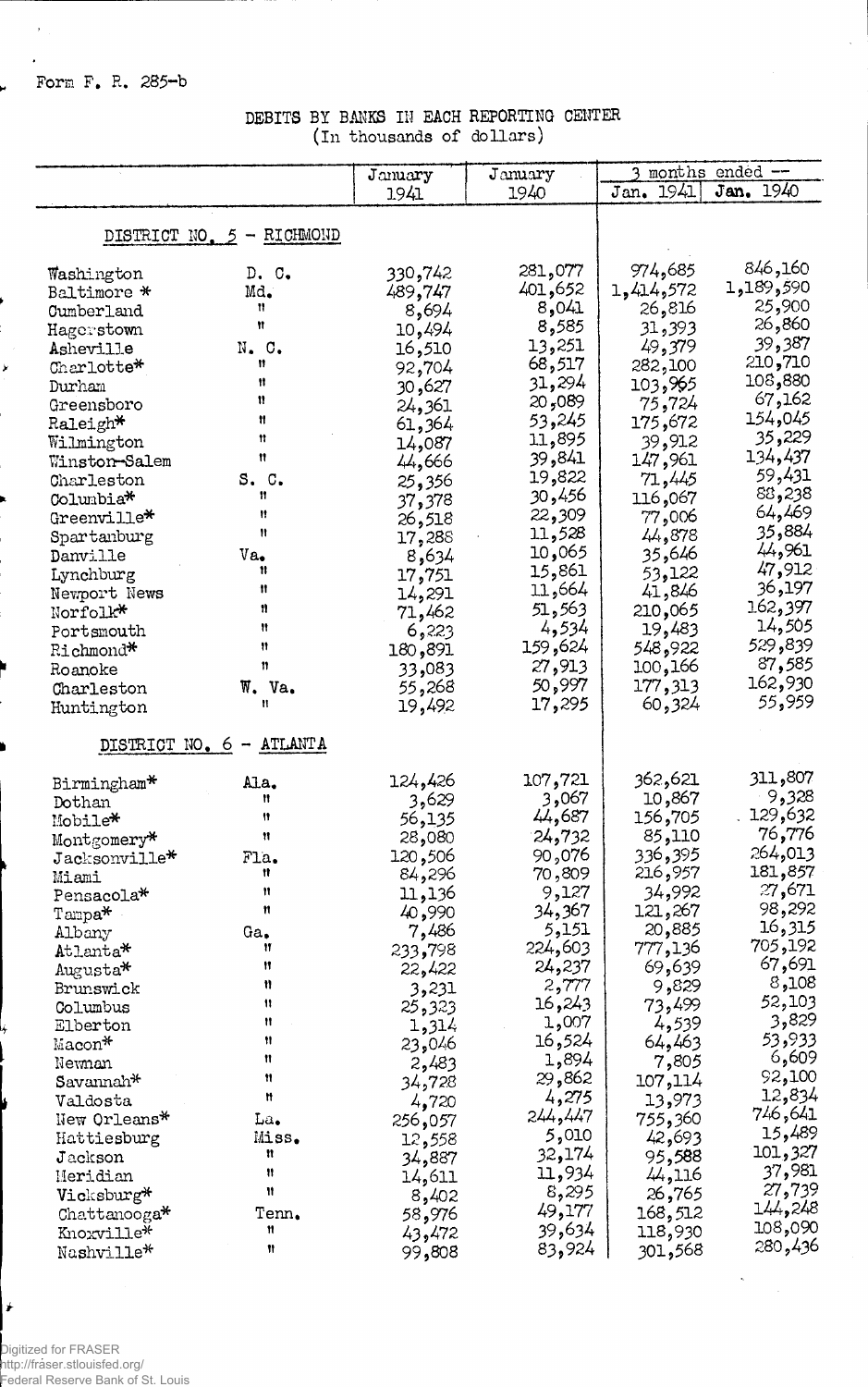Form F. R. 285-b

# DEBITS BY BANKS IN EACH REPORTING CENTER
(In thousands of dollars)

| | | January 1941 | January 1940 | 3 months ended -- Jan. 1941 | 3 months ended -- Jan. 1940 |
|---|---|---|---|---|---|
| **DISTRICT NO. 5 - RICHMOND** | | | | | |
| Washington | D. C. | 330,742 | 281,077 | 974,685 | 846,160 |
| Baltimore * | Md. | 489,747 | 401,652 | 1,414,572 | 1,189,590 |
| Cumberland | " | 8,694 | 8,041 | 26,816 | 25,900 |
| Hagerstown | " | 10,494 | 8,585 | 31,393 | 26,860 |
| Asheville | N. C. | 16,510 | 13,251 | 49,379 | 39,387 |
| Charlotte* | " | 92,704 | 68,517 | 282,100 | 210,710 |
| Durham | " | 30,627 | 31,294 | 103,965 | 108,880 |
| Greensboro | " | 24,361 | 20,089 | 75,724 | 67,162 |
| Raleigh* | " | 61,364 | 53,245 | 175,672 | 154,045 |
| Wilmington | " | 14,087 | 11,895 | 39,912 | 35,229 |
| Winston-Salem | " | 44,666 | 39,841 | 147,961 | 134,437 |
| Charleston | S. C. | 25,356 | 19,822 | 71,445 | 59,431 |
| Columbia* | " | 37,378 | 30,456 | 116,067 | 88,238 |
| Greenville* | " | 26,518 | 22,309 | 77,006 | 64,469 |
| Spartanburg | " | 17,288 | 11,528 | 44,878 | 35,884 |
| Danville | Va. | 8,634 | 10,065 | 35,646 | 44,961 |
| Lynchburg | " | 17,751 | 15,861 | 53,122 | 47,912 |
| Newport News | " | 14,291 | 11,664 | 41,846 | 36,197 |
| Norfolk* | " | 71,462 | 51,563 | 210,065 | 162,397 |
| Portsmouth | " | 6,223 | 4,534 | 19,483 | 14,505 |
| Richmond* | " | 180,891 | 159,624 | 548,922 | 529,839 |
| Roanoke | " | 33,083 | 27,913 | 100,166 | 87,585 |
| Charleston | W. Va. | 55,268 | 50,997 | 177,313 | 162,930 |
| Huntington | " | 19,492 | 17,295 | 60,324 | 55,959 |
| **DISTRICT NO. 6 - ATLANTA** | | | | | |
| Birmingham* | Ala. | 124,426 | 107,721 | 362,621 | 311,807 |
| Dothan | " | 3,629 | 3,067 | 10,867 | 9,328 |
| Mobile* | " | 56,135 | 44,687 | 156,705 | 129,632 |
| Montgomery* | " | 28,080 | 24,732 | 85,110 | 76,776 |
| Jacksonville* | Fla. | 120,506 | 90,076 | 336,395 | 264,013 |
| Miami | " | 84,296 | 70,809 | 216,957 | 181,857 |
| Pensacola* | " | 11,136 | 9,127 | 34,992 | 27,671 |
| Tampa* | " | 40,990 | 34,367 | 121,267 | 98,292 |
| Albany | Ga. | 7,486 | 5,151 | 20,885 | 16,315 |
| Atlanta* | " | 233,798 | 224,603 | 777,136 | 705,192 |
| Augusta* | " | 22,422 | 24,237 | 69,639 | 67,691 |
| Brunswick | " | 3,231 | 2,777 | 9,829 | 8,108 |
| Columbus | " | 25,323 | 16,243 | 73,499 | 52,103 |
| Elberton | " | 1,314 | 1,007 | 4,539 | 3,829 |
| Macon* | " | 23,046 | 16,524 | 64,463 | 53,933 |
| Newnan | " | 2,483 | 1,894 | 7,805 | 6,609 |
| Savannah* | " | 34,728 | 29,862 | 107,114 | 92,100 |
| Valdosta | " | 4,720 | 4,275 | 13,973 | 12,834 |
| New Orleans* | La. | 256,057 | 244,447 | 755,360 | 746,641 |
| Hattiesburg | Miss. | 12,558 | 5,010 | 42,693 | 15,489 |
| Jackson | " | 34,887 | 32,174 | 95,588 | 101,327 |
| Meridian | " | 14,611 | 11,934 | 44,116 | 37,981 |
| Vicksburg* | " | 8,402 | 8,295 | 26,765 | 27,739 |
| Chattanooga* | Tenn. | 58,976 | 49,177 | 168,512 | 144,248 |
| Knoxville* | " | 43,472 | 39,634 | 118,930 | 108,090 |
| Nashville* | " | 99,808 | 83,924 | 301,568 | 280,436 |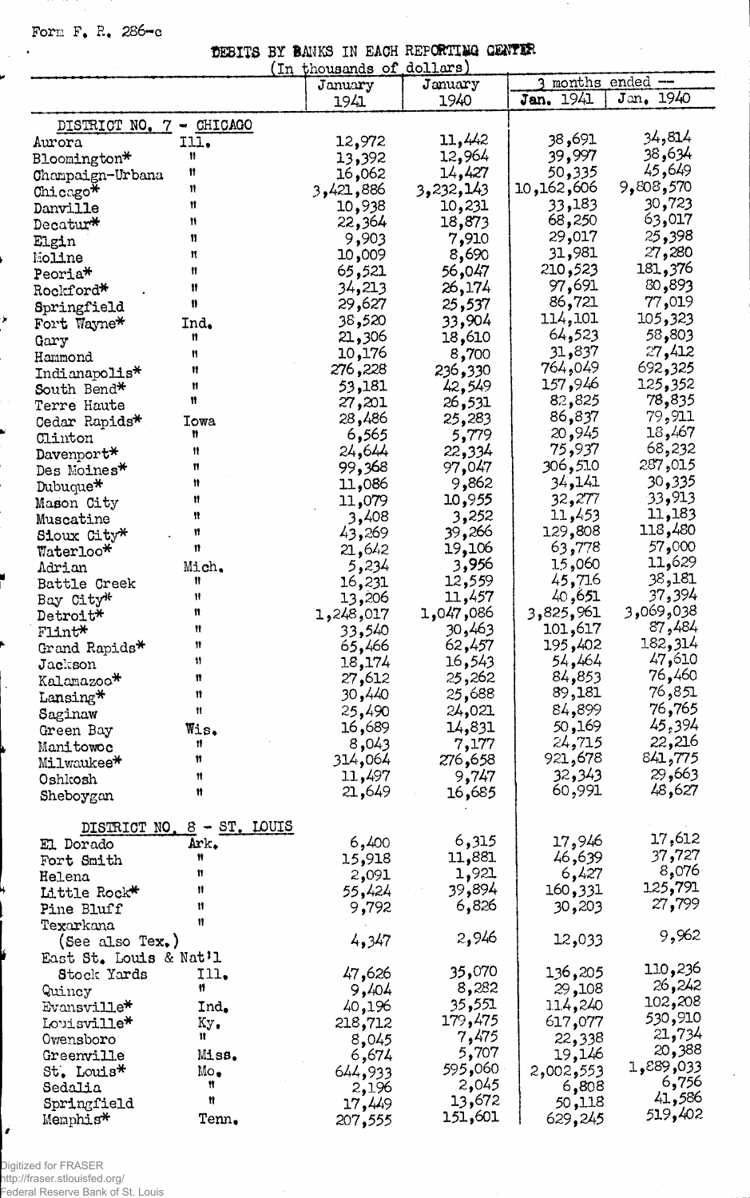Form F. R. 286-c

# DEBITS BY BANKS IN EACH REPORTING CENTER

(In thousands of dollars)

| | | January 1941 | January 1940 | 3 months ended — Jan. 1941 | Jan. 1940 |
|---|---|---|---|---|---|
| **DISTRICT NO. 7 - CHICAGO** | | | | | |
| Aurora | Ill. | 12,972 | 11,442 | 38,691 | 34,814 |
| Bloomington* | " | 13,392 | 12,964 | 39,997 | 38,634 |
| Champaign-Urbana | " | 16,062 | 14,427 | 50,335 | 45,649 |
| Chicago* | " | 3,421,886 | 3,232,143 | 10,162,606 | 9,808,570 |
| Danville | " | 10,938 | 10,231 | 33,183 | 30,723 |
| Decatur* | " | 22,364 | 18,873 | 68,250 | 63,017 |
| Elgin | " | 9,903 | 7,910 | 29,017 | 25,398 |
| Moline | " | 10,009 | 8,690 | 31,981 | 27,280 |
| Peoria* | " | 65,521 | 56,047 | 210,523 | 181,376 |
| Rockford* | " | 34,213 | 26,174 | 97,691 | 80,893 |
| Springfield | " | 29,627 | 25,537 | 86,721 | 77,019 |
| Fort Wayne* | Ind. | 38,520 | 33,904 | 114,101 | 105,323 |
| Gary | " | 21,306 | 18,610 | 64,523 | 58,803 |
| Hammond | " | 10,176 | 8,700 | 31,837 | 27,412 |
| Indianapolis* | " | 276,228 | 236,330 | 764,049 | 692,325 |
| South Bend* | " | 53,181 | 42,549 | 157,946 | 125,352 |
| Terre Haute | " | 27,201 | 26,531 | 82,825 | 78,835 |
| Cedar Rapids* | Iowa | 28,486 | 25,283 | 86,837 | 79,911 |
| Clinton | " | 6,565 | 5,779 | 20,945 | 18,467 |
| Davenport* | " | 24,644 | 22,334 | 75,937 | 68,232 |
| Des Moines* | " | 99,368 | 97,047 | 306,510 | 287,015 |
| Dubuque* | " | 11,086 | 9,862 | 34,141 | 30,335 |
| Mason City | " | 11,079 | 10,955 | 32,277 | 33,913 |
| Muscatine | " | 3,408 | 3,252 | 11,453 | 11,183 |
| Sioux City* | " | 43,269 | 39,266 | 129,808 | 118,480 |
| Waterloo* | " | 21,642 | 19,106 | 63,778 | 57,000 |
| Adrian | Mich. | 5,234 | 3,956 | 15,060 | 11,629 |
| Battle Creek | " | 16,231 | 12,559 | 45,716 | 38,181 |
| Bay City* | " | 13,206 | 11,457 | 40,651 | 37,394 |
| Detroit* | " | 1,248,017 | 1,047,086 | 3,825,961 | 3,069,038 |
| Flint* | " | 33,540 | 30,463 | 101,617 | 87,484 |
| Grand Rapids* | " | 65,466 | 62,457 | 195,402 | 182,314 |
| Jackson | " | 18,174 | 16,543 | 54,464 | 47,610 |
| Kalamazoo* | " | 27,612 | 25,262 | 84,853 | 76,460 |
| Lansing* | " | 30,440 | 25,688 | 89,181 | 76,851 |
| Saginaw | " | 25,490 | 24,021 | 84,899 | 76,765 |
| Green Bay | Wis. | 16,689 | 14,831 | 50,169 | 45,394 |
| Manitowoc | " | 8,043 | 7,177 | 24,715 | 22,216 |
| Milwaukee* | " | 314,064 | 276,658 | 921,678 | 841,775 |
| Oshkosh | " | 11,497 | 9,747 | 32,343 | 29,663 |
| Sheboygan | " | 21,649 | 16,685 | 60,991 | 48,627 |
| **DISTRICT NO. 8 - ST. LOUIS** | | | | | |
| El Dorado | Ark. | 6,400 | 6,315 | 17,946 | 17,612 |
| Fort Smith | " | 15,918 | 11,881 | 46,639 | 37,727 |
| Helena | " | 2,091 | 1,921 | 6,427 | 8,076 |
| Little Rock* | " | 55,424 | 39,894 | 160,331 | 125,791 |
| Pine Bluff | " | 9,792 | 6,826 | 30,203 | 27,799 |
| Texarkana (See also Tex.) | " | 4,347 | 2,946 | 12,033 | 9,962 |
| East St. Louis & Nat'l Stock Yards | Ill. | 47,626 | 35,070 | 136,205 | 110,236 |
| Quincy | " | 9,404 | 8,282 | 29,108 | 26,242 |
| Evansville* | Ind. | 40,196 | 35,551 | 114,240 | 102,208 |
| Louisville* | Ky. | 218,712 | 179,475 | 617,077 | 530,910 |
| Owensboro | " | 8,045 | 7,475 | 22,338 | 21,734 |
| Greenville | Miss. | 6,674 | 5,707 | 19,146 | 20,388 |
| St. Louis* | Mo. | 644,933 | 595,060 | 2,002,553 | 1,889,033 |
| Sedalia | " | 2,196 | 2,045 | 6,808 | 6,756 |
| Springfield | " | 17,449 | 13,672 | 50,118 | 41,586 |
| Memphis* | Tenn. | 207,555 | 151,601 | 629,245 | 519,402 |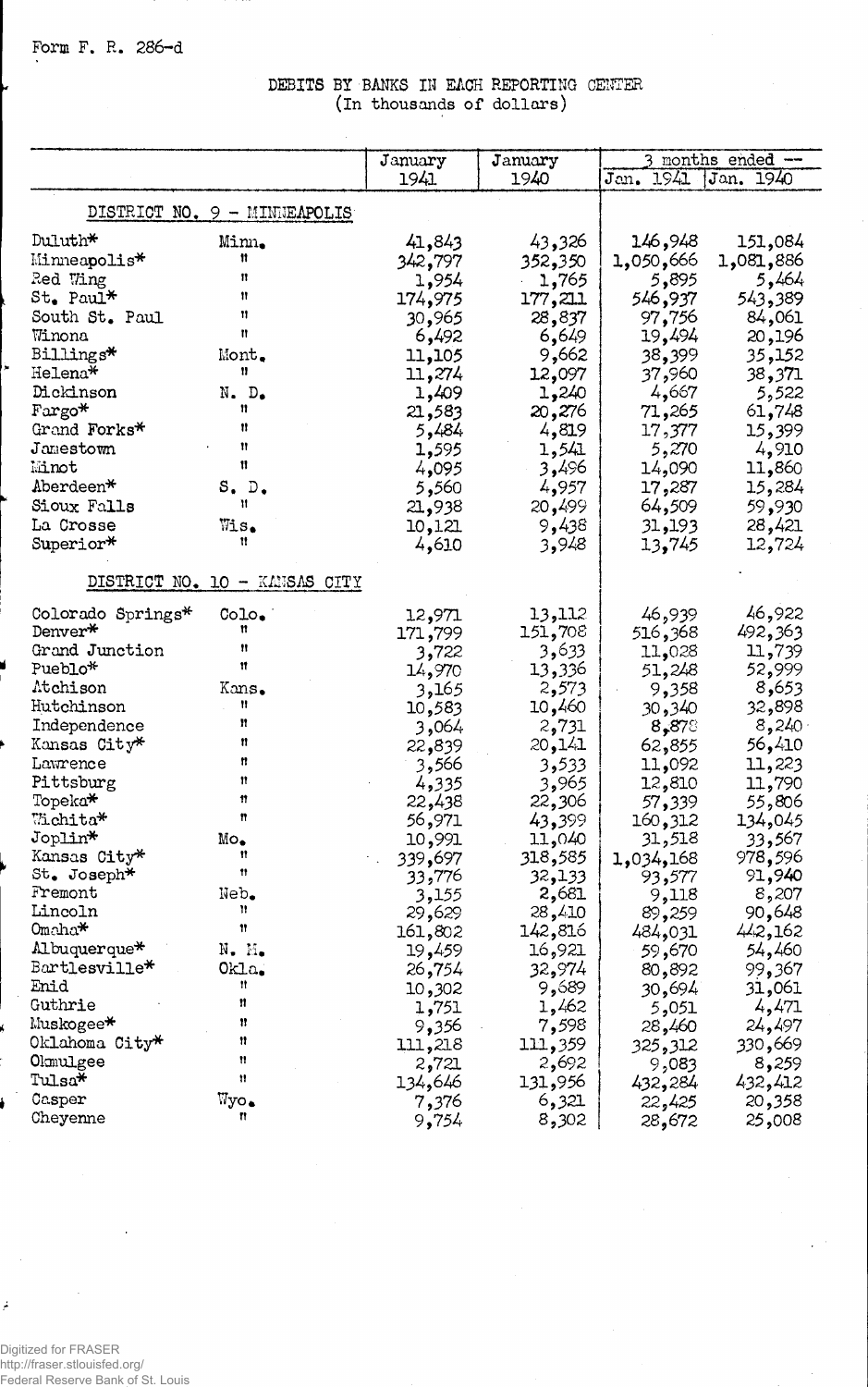Form F. R. 286-d

# DEBITS BY BANKS IN EACH REPORTING CENTER
(In thousands of dollars)

| | | January 1941 | January 1940 | 3 months ended — Jan. 1941 | Jan. 1940 |
|---|---|---|---|---|---|
| **DISTRICT NO. 9 - MINNEAPOLIS** | | | | | |
| Duluth* | Minn. | 41,843 | 43,326 | 146,948 | 151,084 |
| Minneapolis* | " | 342,797 | 352,350 | 1,050,666 | 1,081,886 |
| Red Wing | " | 1,954 | 1,765 | 5,895 | 5,464 |
| St. Paul* | " | 174,975 | 177,211 | 546,937 | 543,389 |
| South St. Paul | " | 30,965 | 28,837 | 97,756 | 84,061 |
| Winona | " | 6,492 | 6,649 | 19,494 | 20,196 |
| Billings* | Mont. | 11,105 | 9,662 | 38,399 | 35,152 |
| Helena* | " | 11,274 | 12,097 | 37,960 | 38,371 |
| Dickinson | N. D. | 1,409 | 1,240 | 4,667 | 5,522 |
| Fargo* | " | 21,583 | 20,276 | 71,265 | 61,748 |
| Grand Forks* | " | 5,484 | 4,819 | 17,377 | 15,399 |
| Jamestown | " | 1,595 | 1,541 | 5,270 | 4,910 |
| Minot | " | 4,095 | 3,496 | 14,090 | 11,860 |
| Aberdeen* | S. D. | 5,560 | 4,957 | 17,287 | 15,284 |
| Sioux Falls | " | 21,938 | 20,499 | 64,509 | 59,930 |
| La Crosse | Wis. | 10,121 | 9,438 | 31,193 | 28,421 |
| Superior* | " | 4,610 | 3,948 | 13,745 | 12,724 |
| **DISTRICT NO. 10 - KANSAS CITY** | | | | | |
| Colorado Springs* | Colo. | 12,971 | 13,112 | 46,939 | 46,922 |
| Denver* | " | 171,799 | 151,708 | 516,368 | 492,363 |
| Grand Junction | " | 3,722 | 3,633 | 11,028 | 11,739 |
| Pueblo* | " | 14,970 | 13,336 | 51,248 | 52,999 |
| Atchison | Kans. | 3,165 | 2,573 | 9,358 | 8,653 |
| Hutchinson | " | 10,583 | 10,460 | 30,340 | 32,898 |
| Independence | " | 3,064 | 2,731 | 8,878 | 8,240 |
| Kansas City* | " | 22,839 | 20,141 | 62,855 | 56,410 |
| Lawrence | " | 3,566 | 3,533 | 11,092 | 11,223 |
| Pittsburg | " | 4,335 | 3,965 | 12,810 | 11,790 |
| Topeka* | " | 22,438 | 22,306 | 57,339 | 55,806 |
| Wichita* | " | 56,971 | 43,399 | 160,312 | 134,045 |
| Joplin* | Mo. | 10,991 | 11,040 | 31,518 | 33,567 |
| Kansas City* | " | 339,697 | 318,585 | 1,034,168 | 978,596 |
| St. Joseph* | " | 33,776 | 32,133 | 93,577 | 91,940 |
| Fremont | Neb. | 3,155 | 2,681 | 9,118 | 8,207 |
| Lincoln | " | 29,629 | 28,410 | 89,259 | 90,648 |
| Omaha* | " | 161,802 | 142,816 | 484,031 | 442,162 |
| Albuquerque* | N. M. | 19,459 | 16,921 | 59,670 | 54,460 |
| Bartlesville* | Okla. | 26,754 | 32,974 | 80,892 | 99,367 |
| Enid | " | 10,302 | 9,689 | 30,694 | 31,061 |
| Guthrie | " | 1,751 | 1,462 | 5,051 | 4,471 |
| Muskogee* | " | 9,356 | 7,598 | 28,460 | 24,497 |
| Oklahoma City* | " | 111,218 | 111,359 | 325,312 | 330,669 |
| Okmulgee | " | 2,721 | 2,692 | 9,083 | 8,259 |
| Tulsa* | " | 134,646 | 131,956 | 432,284 | 432,412 |
| Casper | Wyo. | 7,376 | 6,321 | 22,425 | 20,358 |
| Cheyenne | " | 9,754 | 8,302 | 28,672 | 25,008 |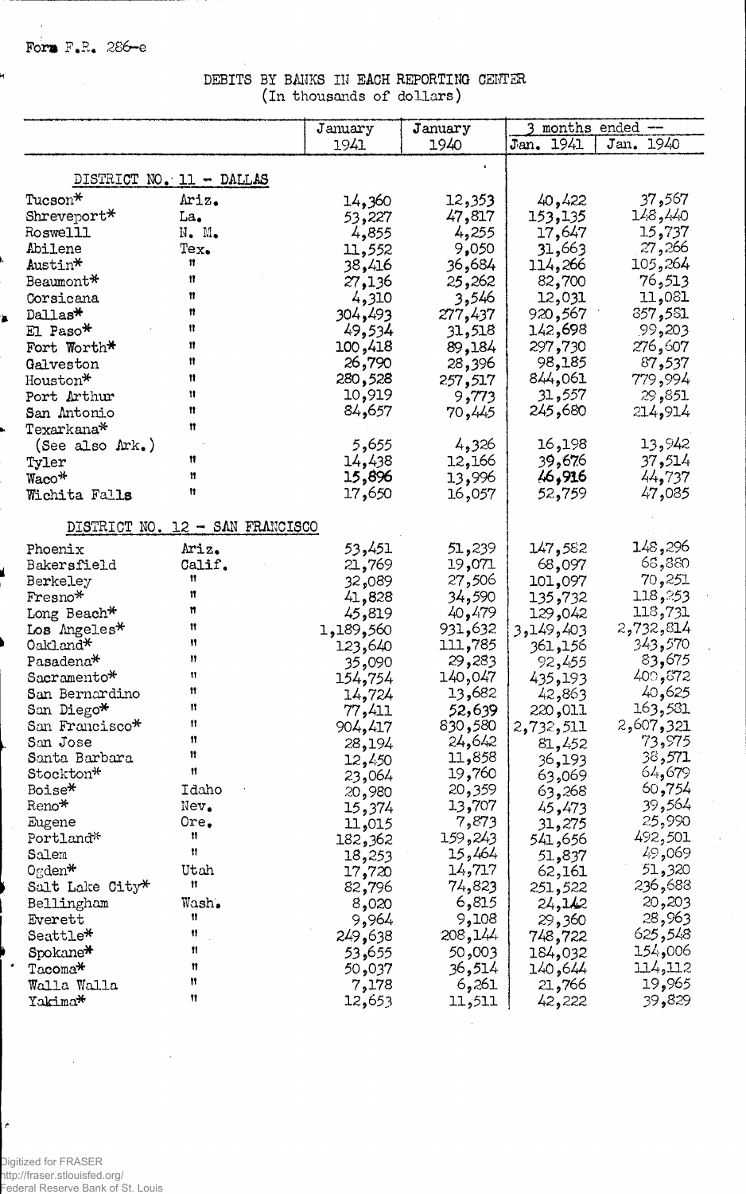Form F.R. 286-e

## DEBITS BY BANKS IN EACH REPORTING CENTER
(In thousands of dollars)

| | | January 1941 | January 1940 | 3 months ended — Jan. 1941 | 3 months ended — Jan. 1940 |
|---|---|---|---|---|---|
| **DISTRICT NO. 11 - DALLAS** | | | | | |
| Tucson* | Ariz. | 14,360 | 12,353 | 40,422 | 37,567 |
| Shreveport* | La. | 53,227 | 47,817 | 153,135 | 148,440 |
| Roswelll | N. M. | 4,855 | 4,255 | 17,647 | 15,737 |
| Abilene | Tex. | 11,552 | 9,050 | 31,663 | 27,266 |
| Austin* | " | 38,416 | 36,684 | 114,266 | 105,264 |
| Beaumont* | " | 27,136 | 25,262 | 82,700 | 76,513 |
| Corsicana | " | 4,310 | 3,546 | 12,031 | 11,081 |
| Dallas* | " | 304,493 | 277,437 | 920,567 | 857,581 |
| El Paso* | " | 49,534 | 31,518 | 142,698 | 99,203 |
| Fort Worth* | " | 100,418 | 89,184 | 297,730 | 276,607 |
| Galveston | " | 26,790 | 28,396 | 98,185 | 87,537 |
| Houston* | " | 280,528 | 257,517 | 844,061 | 779,994 |
| Port Arthur | " | 10,919 | 9,773 | 31,557 | 29,851 |
| San Antonio | " | 84,657 | 70,445 | 245,680 | 214,914 |
| Texarkana* (See also Ark.) | " | 5,655 | 4,326 | 16,198 | 13,942 |
| Tyler | " | 14,438 | 12,166 | 39,676 | 37,514 |
| Waco* | " | 15,896 | 13,996 | 46,916 | 44,737 |
| Wichita Falls | " | 17,650 | 16,057 | 52,759 | 47,085 |
| **DISTRICT NO. 12 - SAN FRANCISCO** | | | | | |
| Phoenix | Ariz. | 53,451 | 51,239 | 147,582 | 148,296 |
| Bakersfield | Calif. | 21,769 | 19,071 | 68,097 | 68,880 |
| Berkeley | " | 32,089 | 27,506 | 101,097 | 70,251 |
| Fresno* | " | 41,828 | 34,590 | 135,732 | 118,253 |
| Long Beach* | " | 45,819 | 40,479 | 129,042 | 118,731 |
| Los Angeles* | " | 1,189,560 | 931,632 | 3,149,403 | 2,732,814 |
| Oakland* | " | 123,640 | 111,785 | 361,156 | 343,570 |
| Pasadena* | " | 35,090 | 29,283 | 92,455 | 83,675 |
| Sacramento* | " | 154,754 | 140,047 | 435,193 | 400,872 |
| San Bernardino | " | 14,724 | 13,682 | 42,863 | 40,625 |
| San Diego* | " | 77,411 | 52,639 | 220,011 | 163,581 |
| San Francisco* | " | 904,417 | 830,580 | 2,732,511 | 2,607,321 |
| San Jose | " | 28,194 | 24,642 | 81,452 | 73,975 |
| Santa Barbara | " | 12,450 | 11,858 | 36,193 | 38,571 |
| Stockton* | " | 23,064 | 19,760 | 63,069 | 64,679 |
| Boise* | Idaho | 20,980 | 20,359 | 63,268 | 60,754 |
| Reno* | Nev. | 15,374 | 13,707 | 45,473 | 39,564 |
| Eugene | Ore. | 11,015 | 7,873 | 31,275 | 25,990 |
| Portland* | " | 182,362 | 159,243 | 541,656 | 492,501 |
| Salem | " | 18,253 | 15,464 | 51,837 | 49,069 |
| Ogden* | Utah | 17,720 | 14,717 | 62,161 | 51,320 |
| Salt Lake City* | " | 82,796 | 74,823 | 251,522 | 236,688 |
| Bellingham | Wash. | 8,020 | 6,815 | 24,142 | 20,203 |
| Everett | " | 9,964 | 9,108 | 29,360 | 28,963 |
| Seattle* | " | 249,638 | 208,144 | 748,722 | 625,548 |
| Spokane* | " | 53,655 | 50,003 | 184,032 | 154,006 |
| Tacoma* | " | 50,037 | 36,514 | 140,644 | 114,112 |
| Walla Walla | " | 7,178 | 6,261 | 21,766 | 19,965 |
| Yakima* | " | 12,653 | 11,511 | 42,222 | 39,829 |